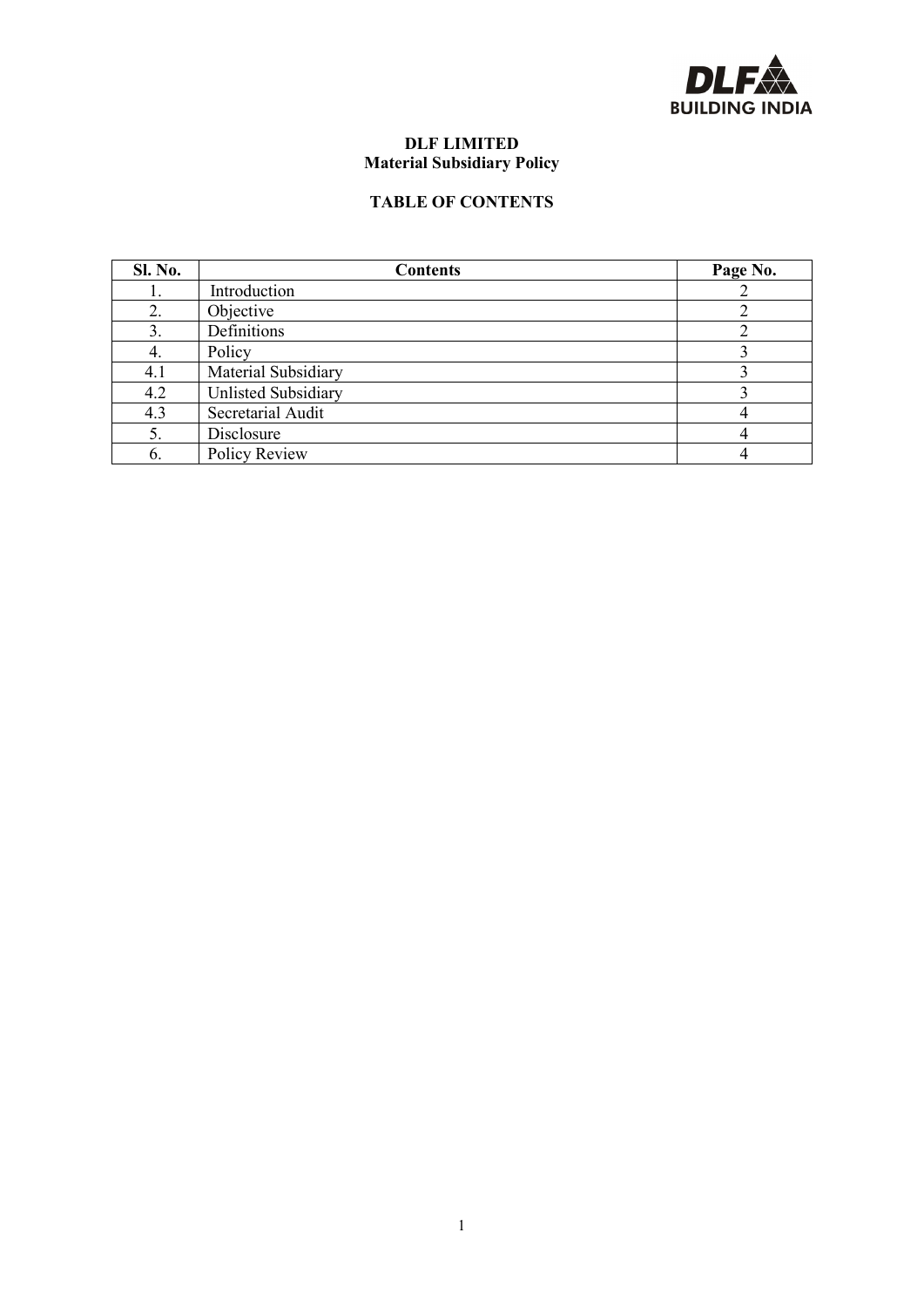DLF BUILDING INDIA

# DLF LIMITED
## Material Subsidiary Policy

### TABLE OF CONTENTS

| Sl. No. | Contents | Page No. |
|---|---|---|
| 1. | Introduction | 2 |
| 2. | Objective | 2 |
| 3. | Definitions | 2 |
| 4. | Policy | 3 |
| 4.1 | Material Subsidiary | 3 |
| 4.2 | Unlisted Subsidiary | 3 |
| 4.3 | Secretarial Audit | 4 |
| 5. | Disclosure | 4 |
| 6. | Policy Review | 4 |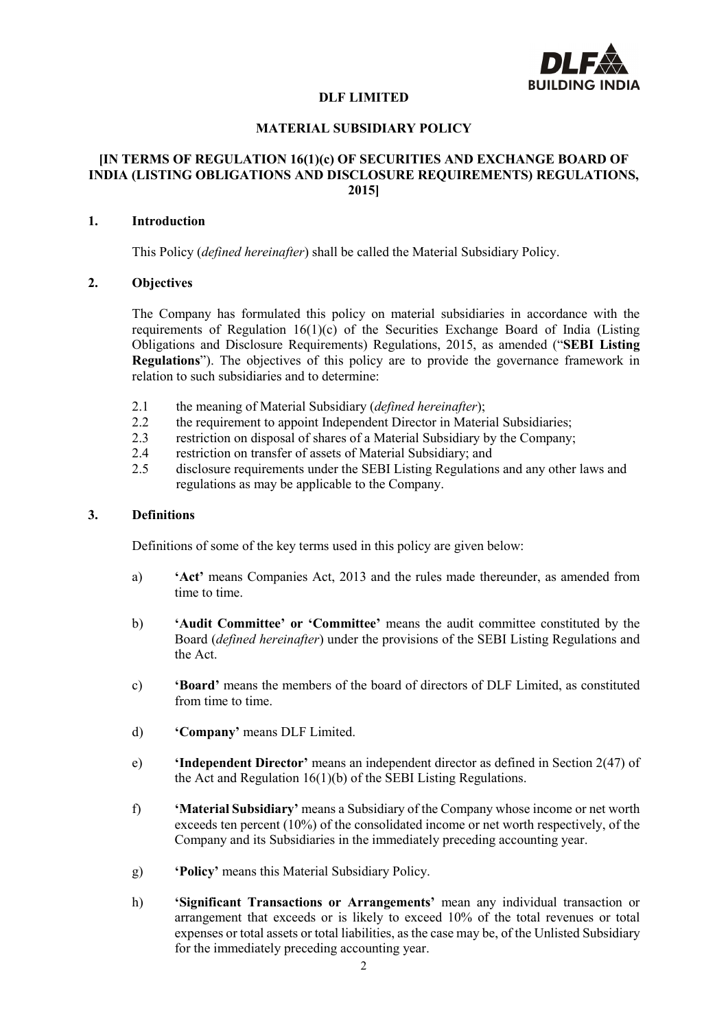**DLF LIMITED**

**MATERIAL SUBSIDIARY POLICY**

**[IN TERMS OF REGULATION 16(1)(c) OF SECURITIES AND EXCHANGE BOARD OF INDIA (LISTING OBLIGATIONS AND DISCLOSURE REQUIREMENTS) REGULATIONS, 2015]**

## 1. Introduction

This Policy (*defined hereinafter*) shall be called the Material Subsidiary Policy.

## 2. Objectives

The Company has formulated this policy on material subsidiaries in accordance with the requirements of Regulation 16(1)(c) of the Securities Exchange Board of India (Listing Obligations and Disclosure Requirements) Regulations, 2015, as amended ("**SEBI Listing Regulations**"). The objectives of this policy are to provide the governance framework in relation to such subsidiaries and to determine:

2.1 the meaning of Material Subsidiary (*defined hereinafter*);
2.2 the requirement to appoint Independent Director in Material Subsidiaries;
2.3 restriction on disposal of shares of a Material Subsidiary by the Company;
2.4 restriction on transfer of assets of Material Subsidiary; and
2.5 disclosure requirements under the SEBI Listing Regulations and any other laws and regulations as may be applicable to the Company.

## 3. Definitions

Definitions of some of the key terms used in this policy are given below:

a) **'Act'** means Companies Act, 2013 and the rules made thereunder, as amended from time to time.

b) **'Audit Committee' or 'Committee'** means the audit committee constituted by the Board (*defined hereinafter*) under the provisions of the SEBI Listing Regulations and the Act.

c) **'Board'** means the members of the board of directors of DLF Limited, as constituted from time to time.

d) **'Company'** means DLF Limited.

e) **'Independent Director'** means an independent director as defined in Section 2(47) of the Act and Regulation 16(1)(b) of the SEBI Listing Regulations.

f) **'Material Subsidiary'** means a Subsidiary of the Company whose income or net worth exceeds ten percent (10%) of the consolidated income or net worth respectively, of the Company and its Subsidiaries in the immediately preceding accounting year.

g) **'Policy'** means this Material Subsidiary Policy.

h) **'Significant Transactions or Arrangements'** mean any individual transaction or arrangement that exceeds or is likely to exceed 10% of the total revenues or total expenses or total assets or total liabilities, as the case may be, of the Unlisted Subsidiary for the immediately preceding accounting year.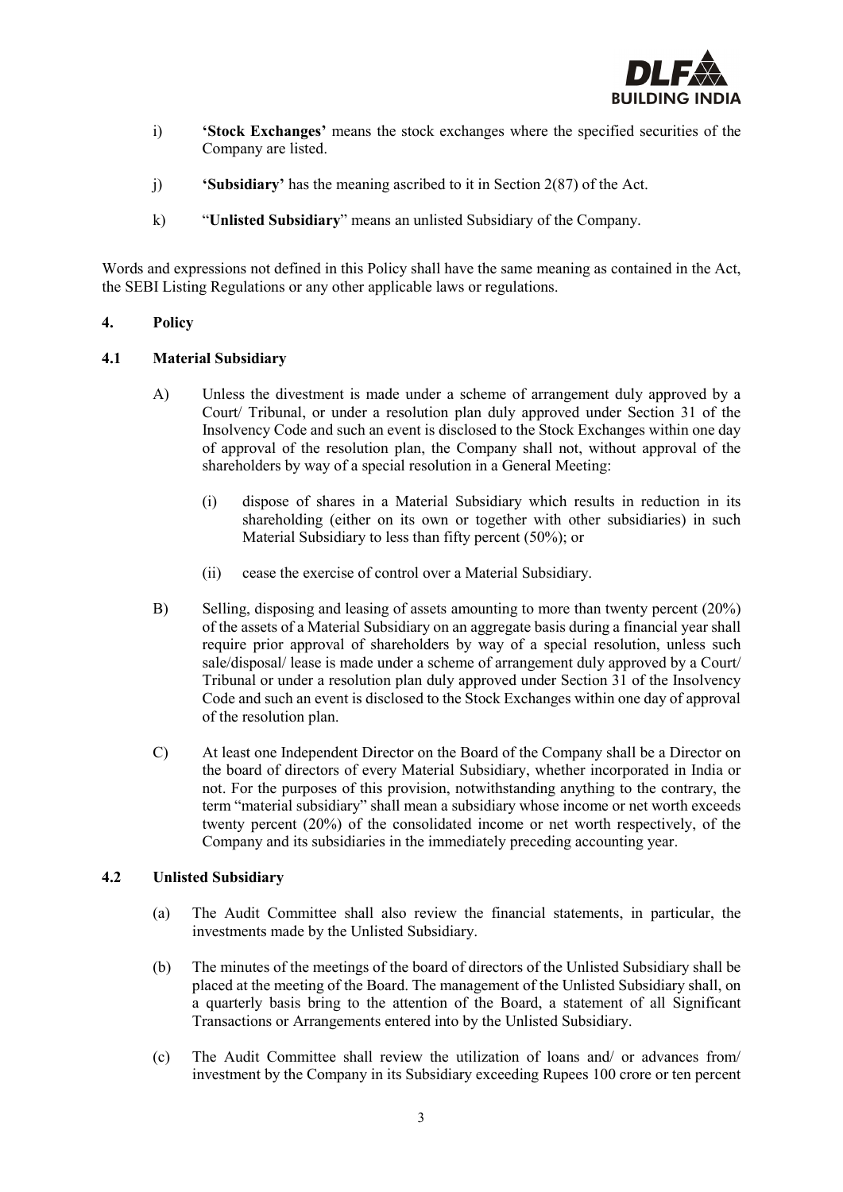i) **'Stock Exchanges'** means the stock exchanges where the specified securities of the Company are listed.

j) **'Subsidiary'** has the meaning ascribed to it in Section 2(87) of the Act.

k) "**Unlisted Subsidiary**" means an unlisted Subsidiary of the Company.

Words and expressions not defined in this Policy shall have the same meaning as contained in the Act, the SEBI Listing Regulations or any other applicable laws or regulations.

## 4. Policy

### 4.1 Material Subsidiary

A) Unless the divestment is made under a scheme of arrangement duly approved by a Court/ Tribunal, or under a resolution plan duly approved under Section 31 of the Insolvency Code and such an event is disclosed to the Stock Exchanges within one day of approval of the resolution plan, the Company shall not, without approval of the shareholders by way of a special resolution in a General Meeting:

(i) dispose of shares in a Material Subsidiary which results in reduction in its shareholding (either on its own or together with other subsidiaries) in such Material Subsidiary to less than fifty percent (50%); or

(ii) cease the exercise of control over a Material Subsidiary.

B) Selling, disposing and leasing of assets amounting to more than twenty percent (20%) of the assets of a Material Subsidiary on an aggregate basis during a financial year shall require prior approval of shareholders by way of a special resolution, unless such sale/disposal/ lease is made under a scheme of arrangement duly approved by a Court/ Tribunal or under a resolution plan duly approved under Section 31 of the Insolvency Code and such an event is disclosed to the Stock Exchanges within one day of approval of the resolution plan.

C) At least one Independent Director on the Board of the Company shall be a Director on the board of directors of every Material Subsidiary, whether incorporated in India or not. For the purposes of this provision, notwithstanding anything to the contrary, the term "material subsidiary" shall mean a subsidiary whose income or net worth exceeds twenty percent (20%) of the consolidated income or net worth respectively, of the Company and its subsidiaries in the immediately preceding accounting year.

### 4.2 Unlisted Subsidiary

(a) The Audit Committee shall also review the financial statements, in particular, the investments made by the Unlisted Subsidiary.

(b) The minutes of the meetings of the board of directors of the Unlisted Subsidiary shall be placed at the meeting of the Board. The management of the Unlisted Subsidiary shall, on a quarterly basis bring to the attention of the Board, a statement of all Significant Transactions or Arrangements entered into by the Unlisted Subsidiary.

(c) The Audit Committee shall review the utilization of loans and/ or advances from/ investment by the Company in its Subsidiary exceeding Rupees 100 crore or ten percent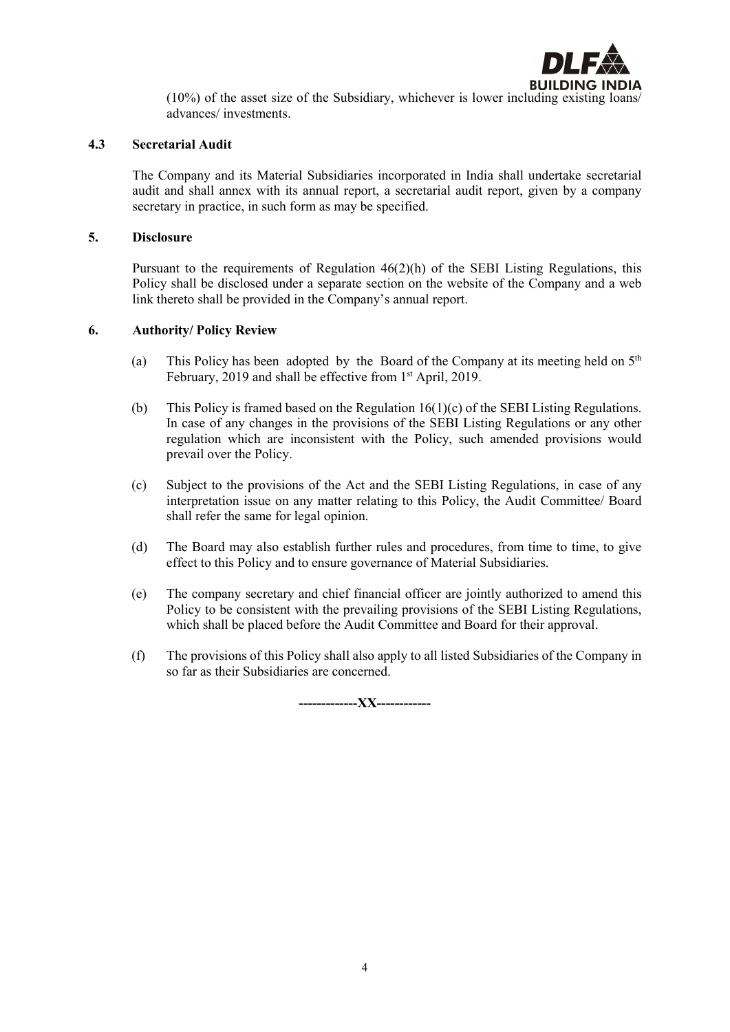(10%) of the asset size of the Subsidiary, whichever is lower including existing loans/ advances/ investments.

### 4.3 Secretarial Audit

The Company and its Material Subsidiaries incorporated in India shall undertake secretarial audit and shall annex with its annual report, a secretarial audit report, given by a company secretary in practice, in such form as may be specified.

## 5. Disclosure

Pursuant to the requirements of Regulation 46(2)(h) of the SEBI Listing Regulations, this Policy shall be disclosed under a separate section on the website of the Company and a web link thereto shall be provided in the Company's annual report.

## 6. Authority/ Policy Review

(a) This Policy has been adopted by the Board of the Company at its meeting held on 5th February, 2019 and shall be effective from 1st April, 2019.

(b) This Policy is framed based on the Regulation 16(1)(c) of the SEBI Listing Regulations. In case of any changes in the provisions of the SEBI Listing Regulations or any other regulation which are inconsistent with the Policy, such amended provisions would prevail over the Policy.

(c) Subject to the provisions of the Act and the SEBI Listing Regulations, in case of any interpretation issue on any matter relating to this Policy, the Audit Committee/ Board shall refer the same for legal opinion.

(d) The Board may also establish further rules and procedures, from time to time, to give effect to this Policy and to ensure governance of Material Subsidiaries.

(e) The company secretary and chief financial officer are jointly authorized to amend this Policy to be consistent with the prevailing provisions of the SEBI Listing Regulations, which shall be placed before the Audit Committee and Board for their approval.

(f) The provisions of this Policy shall also apply to all listed Subsidiaries of the Company in so far as their Subsidiaries are concerned.

**------------XX-----------**